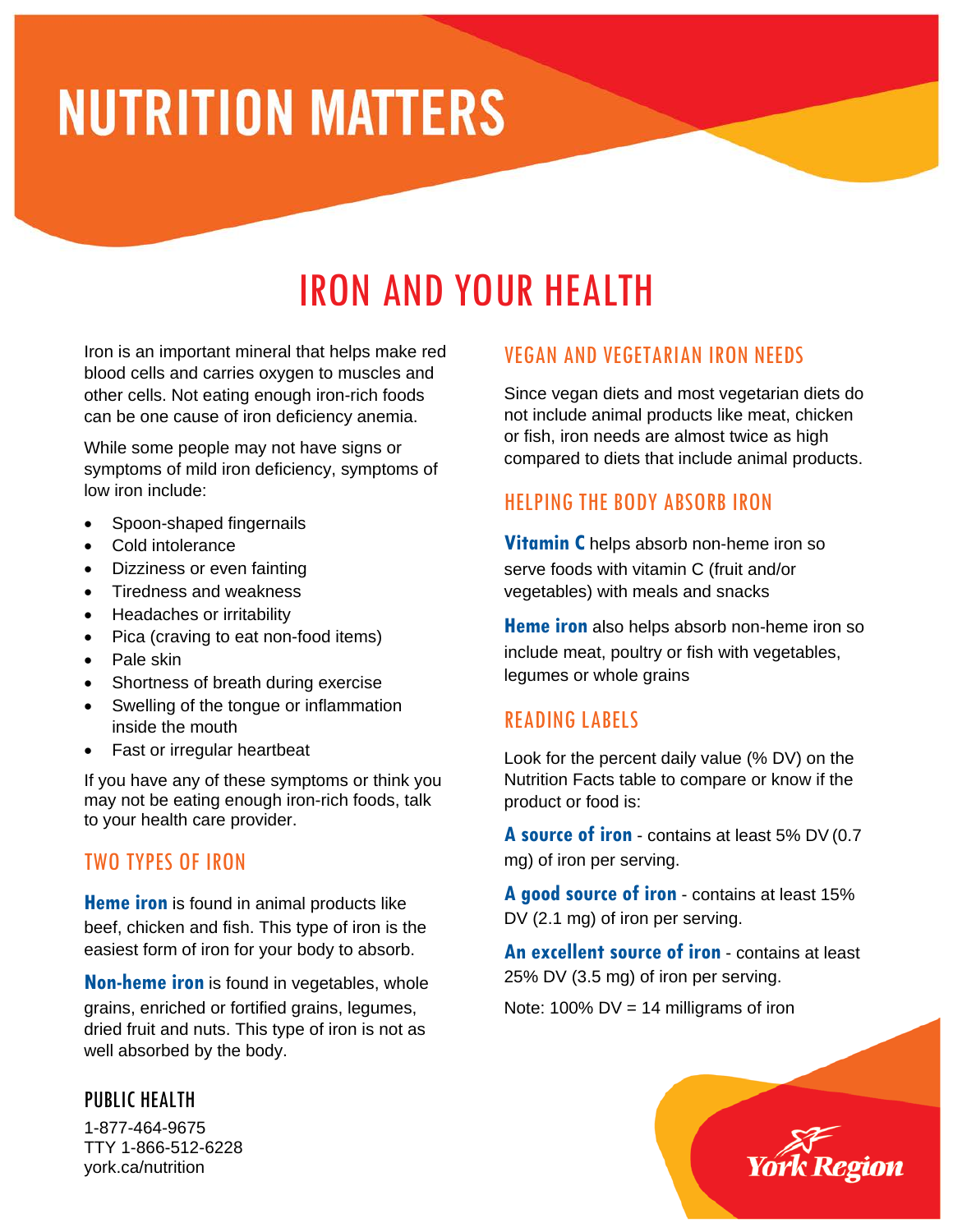# NUTRITION MATTERS

## IRON AND YOUR HEALTH

Iron is an important mineral that helps make red blood cells and carries oxygen to muscles and other cells. Not eating enough iron-rich foods can be one cause of iron deficiency anemia.

While some people may not have signs or symptoms of mild iron deficiency, symptoms of low iron include:

- Spoon-shaped fingernails
- Cold intolerance
- Dizziness or even fainting
- Tiredness and weakness
- Headaches or irritability
- Pica (craving to eat non-food items)
- Pale skin
- Shortness of breath during exercise
- Swelling of the tongue or inflammation inside the mouth
- Fast or irregular heartbeat

If you have any of these symptoms or think you may not be eating enough iron-rich foods, talk to your health care provider.

### TWO TYPES OF IRON

**Heme iron** is found in animal products like beef, chicken and fish. This type of iron is the easiest form of iron for your body to absorb.

**Non-heme iron** is found in vegetables, whole grains, enriched or fortified grains, legumes, dried fruit and nuts. This type of iron is not as well absorbed by the body.

### VEGAN AND VEGETARIAN IRON NEEDS

Since vegan diets and most vegetarian diets do not include animal products like meat, chicken or fish, iron needs are almost twice as high compared to diets that include animal products.

### HELPING THE BODY ABSORB IRON

**Vitamin C** helps absorb non-heme iron so serve foods with vitamin C (fruit and/or vegetables) with meals and snacks

**Heme iron** also helps absorb non-heme iron so include meat, poultry or fish with vegetables, legumes or whole grains

### READING LABELS

Look for the percent daily value (% DV) on the Nutrition Facts table to compare or know if the product or food is:

**A source of iron** - contains at least 5% DV (0.7 mg) of iron per serving.

**A good source of iron** - contains at least 15% DV (2.1 mg) of iron per serving.

**An excellent source of iron** - contains at least 25% DV (3.5 mg) of iron per serving.

Note: 100% DV = 14 milligrams of iron

### PUBLIC HEALTH

1-877-464-9675
TTY 1-866-512-6228
york.ca/nutrition

York Region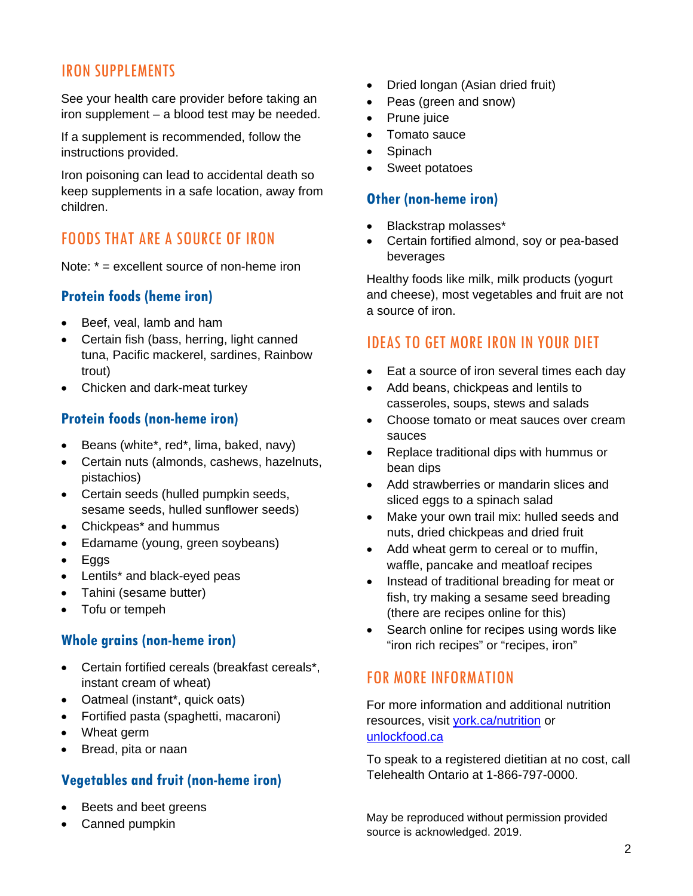## IRON SUPPLEMENTS

See your health care provider before taking an iron supplement – a blood test may be needed.

If a supplement is recommended, follow the instructions provided.

Iron poisoning can lead to accidental death so keep supplements in a safe location, away from children.

## FOODS THAT ARE A SOURCE OF IRON

Note: * = excellent source of non-heme iron

### Protein foods (heme iron)

- Beef, veal, lamb and ham
- Certain fish (bass, herring, light canned tuna, Pacific mackerel, sardines, Rainbow trout)
- Chicken and dark-meat turkey

### Protein foods (non-heme iron)

- Beans (white*, red*, lima, baked, navy)
- Certain nuts (almonds, cashews, hazelnuts, pistachios)
- Certain seeds (hulled pumpkin seeds, sesame seeds, hulled sunflower seeds)
- Chickpeas* and hummus
- Edamame (young, green soybeans)
- Eggs
- Lentils* and black-eyed peas
- Tahini (sesame butter)
- Tofu or tempeh

### Whole grains (non-heme iron)

- Certain fortified cereals (breakfast cereals*, instant cream of wheat)
- Oatmeal (instant*, quick oats)
- Fortified pasta (spaghetti, macaroni)
- Wheat germ
- Bread, pita or naan

### Vegetables and fruit (non-heme iron)

- Beets and beet greens
- Canned pumpkin
- Dried longan (Asian dried fruit)
- Peas (green and snow)
- Prune juice
- Tomato sauce
- Spinach
- Sweet potatoes

### Other (non-heme iron)

- Blackstrap molasses*
- Certain fortified almond, soy or pea-based beverages

Healthy foods like milk, milk products (yogurt and cheese), most vegetables and fruit are not a source of iron.

## IDEAS TO GET MORE IRON IN YOUR DIET

- Eat a source of iron several times each day
- Add beans, chickpeas and lentils to casseroles, soups, stews and salads
- Choose tomato or meat sauces over cream sauces
- Replace traditional dips with hummus or bean dips
- Add strawberries or mandarin slices and sliced eggs to a spinach salad
- Make your own trail mix: hulled seeds and nuts, dried chickpeas and dried fruit
- Add wheat germ to cereal or to muffin, waffle, pancake and meatloaf recipes
- Instead of traditional breading for meat or fish, try making a sesame seed breading (there are recipes online for this)
- Search online for recipes using words like "iron rich recipes" or "recipes, iron"

## FOR MORE INFORMATION

For more information and additional nutrition resources, visit [york.ca/nutrition](york.ca/nutrition) or [unlockfood.ca](unlockfood.ca)

To speak to a registered dietitian at no cost, call Telehealth Ontario at 1-866-797-0000.

May be reproduced without permission provided source is acknowledged. 2019.